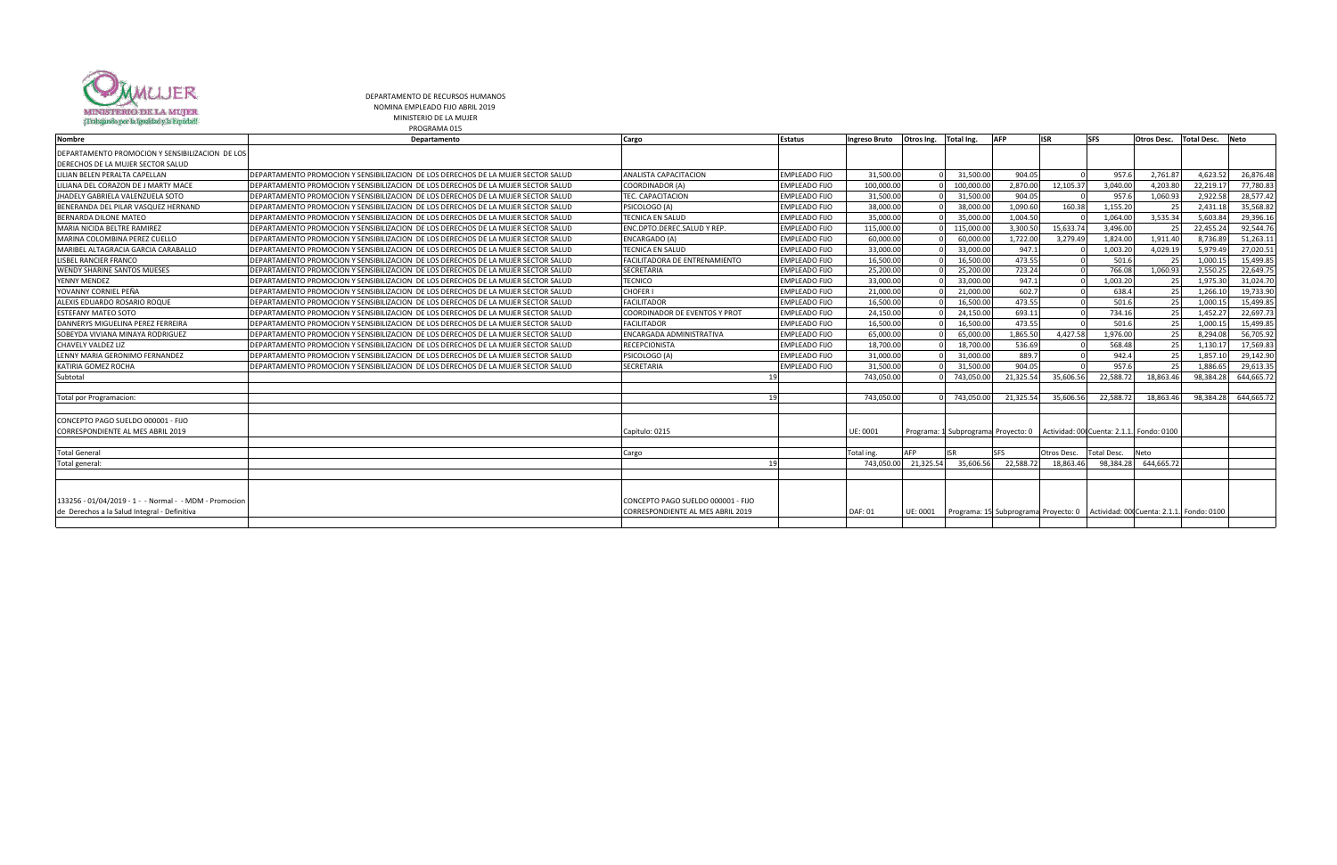DEPARTAMENTO DE RECURSOS HUMANOS
NOMINA EMPLEADO FIJO ABRIL 2019
MINISTERIO DE LA MUJER
PROGRAMA 015

| Nombre | Departamento | Cargo | Estatus | Ingreso Bruto | Otros Ing. | Total Ing. | AFP | ISR | SFS | Otros Desc. | Total Desc. | Neto |
|---|---|---|---|---|---|---|---|---|---|---|---|---|
| DEPARTAMENTO PROMOCION Y SENSIBILIZACION DE LOS DERECHOS DE LA MUJER SECTOR SALUD | | | | | | | | | | | | |
| LILIAN BELEN PERALTA CAPELLAN | DEPARTAMENTO PROMOCION Y SENSIBILIZACION DE LOS DERECHOS DE LA MUJER SECTOR SALUD | ANALISTA CAPACITACION | EMPLEADO FIJO | 31,500.00 | 0 | 31,500.00 | 904.05 | 0 | 957.6 | 2,761.87 | 4,623.52 | 26,876.48 |
| LILIANA DEL CORAZON DE J MARTY MACE | DEPARTAMENTO PROMOCION Y SENSIBILIZACION DE LOS DERECHOS DE LA MUJER SECTOR SALUD | COORDINADOR (A) | EMPLEADO FIJO | 100,000.00 | 0 | 100,000.00 | 2,870.00 | 12,105.37 | 3,040.00 | 4,203.80 | 22,219.17 | 77,780.83 |
| JHADELY GABRIELA VALENZUELA SOTO | DEPARTAMENTO PROMOCION Y SENSIBILIZACION DE LOS DERECHOS DE LA MUJER SECTOR SALUD | TEC. CAPACITACION | EMPLEADO FIJO | 31,500.00 | 0 | 31,500.00 | 904.05 | 0 | 957.6 | 1,060.93 | 2,922.58 | 28,577.42 |
| BENERANDA DEL PILAR VASQUEZ HERNAND | DEPARTAMENTO PROMOCION Y SENSIBILIZACION DE LOS DERECHOS DE LA MUJER SECTOR SALUD | PSICOLOGO (A) | EMPLEADO FIJO | 38,000.00 | 0 | 38,000.00 | 1,090.60 | 160.38 | 1,155.20 | 25 | 2,431.18 | 35,568.82 |
| BERNARDA DILONE MATEO | DEPARTAMENTO PROMOCION Y SENSIBILIZACION DE LOS DERECHOS DE LA MUJER SECTOR SALUD | TECNICA EN SALUD | EMPLEADO FIJO | 35,000.00 | 0 | 35,000.00 | 1,004.50 | 0 | 1,064.00 | 3,535.34 | 5,603.84 | 29,396.16 |
| MARIA NICIDA BELTRE RAMIREZ | DEPARTAMENTO PROMOCION Y SENSIBILIZACION DE LOS DERECHOS DE LA MUJER SECTOR SALUD | ENC.DPTO.DEREC.SALUD Y REP. | EMPLEADO FIJO | 115,000.00 | 0 | 115,000.00 | 3,300.50 | 15,633.74 | 3,496.00 | 25 | 22,455.24 | 92,544.76 |
| MARINA COLOMBINA PEREZ CUELLO | DEPARTAMENTO PROMOCION Y SENSIBILIZACION DE LOS DERECHOS DE LA MUJER SECTOR SALUD | ENCARGADO (A) | EMPLEADO FIJO | 60,000.00 | 0 | 60,000.00 | 1,722.00 | 3,279.49 | 1,824.00 | 1,911.40 | 8,736.89 | 51,263.11 |
| MARIBEL ALTAGRACIA GARCIA CARABALLO | DEPARTAMENTO PROMOCION Y SENSIBILIZACION DE LOS DERECHOS DE LA MUJER SECTOR SALUD | TECNICA EN SALUD | EMPLEADO FIJO | 33,000.00 | 0 | 33,000.00 | 947.1 | 0 | 1,003.20 | 4,029.19 | 5,979.49 | 27,020.51 |
| LISBEL RANCIER FRANCO | DEPARTAMENTO PROMOCION Y SENSIBILIZACION DE LOS DERECHOS DE LA MUJER SECTOR SALUD | FACILITADORA DE ENTRENAMIENTO | EMPLEADO FIJO | 16,500.00 | 0 | 16,500.00 | 473.55 | 0 | 501.6 | 25 | 1,000.15 | 15,499.85 |
| WENDY SHARINE SANTOS MUESES | DEPARTAMENTO PROMOCION Y SENSIBILIZACION DE LOS DERECHOS DE LA MUJER SECTOR SALUD | SECRETARIA | EMPLEADO FIJO | 25,200.00 | 0 | 25,200.00 | 723.24 | 0 | 766.08 | 1,060.93 | 2,550.25 | 22,649.75 |
| YENNY MENDEZ | DEPARTAMENTO PROMOCION Y SENSIBILIZACION DE LOS DERECHOS DE LA MUJER SECTOR SALUD | TECNICO | EMPLEADO FIJO | 33,000.00 | 0 | 33,000.00 | 947.1 | 0 | 1,003.20 | 25 | 1,975.30 | 31,024.70 |
| YOVANNY CORNIEL PEÑA | DEPARTAMENTO PROMOCION Y SENSIBILIZACION DE LOS DERECHOS DE LA MUJER SECTOR SALUD | CHOFER I | EMPLEADO FIJO | 21,000.00 | 0 | 21,000.00 | 602.7 | 0 | 638.4 | 25 | 1,266.10 | 19,733.90 |
| ALEXIS EDUARDO ROSARIO ROQUE | DEPARTAMENTO PROMOCION Y SENSIBILIZACION DE LOS DERECHOS DE LA MUJER SECTOR SALUD | FACILITADOR | EMPLEADO FIJO | 16,500.00 | 0 | 16,500.00 | 473.55 | 0 | 501.6 | 25 | 1,000.15 | 15,499.85 |
| ESTEFANY MATEO SOTO | DEPARTAMENTO PROMOCION Y SENSIBILIZACION DE LOS DERECHOS DE LA MUJER SECTOR SALUD | COORDINADOR DE EVENTOS Y PROT | EMPLEADO FIJO | 24,150.00 | 0 | 24,150.00 | 693.11 | 0 | 734.16 | 25 | 1,452.27 | 22,697.73 |
| DANNERYS MIGUELINA PEREZ FERREIRA | DEPARTAMENTO PROMOCION Y SENSIBILIZACION DE LOS DERECHOS DE LA MUJER SECTOR SALUD | FACILITADOR | EMPLEADO FIJO | 16,500.00 | 0 | 16,500.00 | 473.55 | 0 | 501.6 | 25 | 1,000.15 | 15,499.85 |
| SOBEYDA VIVIANA MINAYA RODRIGUEZ | DEPARTAMENTO PROMOCION Y SENSIBILIZACION DE LOS DERECHOS DE LA MUJER SECTOR SALUD | ENCARGADA ADMINISTRATIVA | EMPLEADO FIJO | 65,000.00 | 0 | 65,000.00 | 1,865.50 | 4,427.58 | 1,976.00 | 25 | 8,294.08 | 56,705.92 |
| CHAVELY VALDEZ LIZ | DEPARTAMENTO PROMOCION Y SENSIBILIZACION DE LOS DERECHOS DE LA MUJER SECTOR SALUD | RECEPCIONISTA | EMPLEADO FIJO | 18,700.00 | 0 | 18,700.00 | 536.69 | 0 | 568.48 | 25 | 1,130.17 | 17,569.83 |
| LENNY MARIA GERONIMO FERNANDEZ | DEPARTAMENTO PROMOCION Y SENSIBILIZACION DE LOS DERECHOS DE LA MUJER SECTOR SALUD | PSICOLOGO (A) | EMPLEADO FIJO | 31,000.00 | 0 | 31,000.00 | 889.7 | 0 | 942.4 | 25 | 1,857.10 | 29,142.90 |
| KATIRIA GOMEZ ROCHA | DEPARTAMENTO PROMOCION Y SENSIBILIZACION DE LOS DERECHOS DE LA MUJER SECTOR SALUD | SECRETARIA | EMPLEADO FIJO | 31,500.00 | 0 | 31,500.00 | 904.05 | 0 | 957.6 | 25 | 1,886.65 | 29,613.35 |
| Subtotal | | 19 | | 743,050.00 | 0 | 743,050.00 | 21,325.54 | 35,606.56 | 22,588.72 | 18,863.46 | 98,384.28 | 644,665.72 |
| Total por Programacion: | | 19 | | 743,050.00 | 0 | 743,050.00 | 21,325.54 | 35,606.56 | 22,588.72 | 18,863.46 | 98,384.28 | 644,665.72 |
| CONCEPTO PAGO SUELDO 000001 - FIJO CORRESPONDIENTE AL MES ABRIL 2019 | | Capitulo: 0215 | | UE: 0001 | Programa: 1 | Subprograma | Proyecto: 0 | Actividad: 00 | Cuenta: 2.1.1. | Fondo: 0100 | | |
| Total General | | Cargo | | Total ing. | AFP | ISR | SFS | Otros Desc. | Total Desc. | Neto | | |
| Total general: | | 19 | | 743,050.00 | 21,325.54 | 35,606.56 | 22,588.72 | 18,863.46 | 98,384.28 | 644,665.72 | | |
| 133256 - 01/04/2019 - 1 - - Normal - - MDM - Promocion de Derechos a la Salud Integral - Definitiva | | CONCEPTO PAGO SUELDO 000001 - FIJO CORRESPONDIENTE AL MES ABRIL 2019 | | DAF: 01 | UE: 0001 | Programa: 15 | Subprograma | Proyecto: 0 | Actividad: 00 | Cuenta: 2.1.1. | Fondo: 0100 | |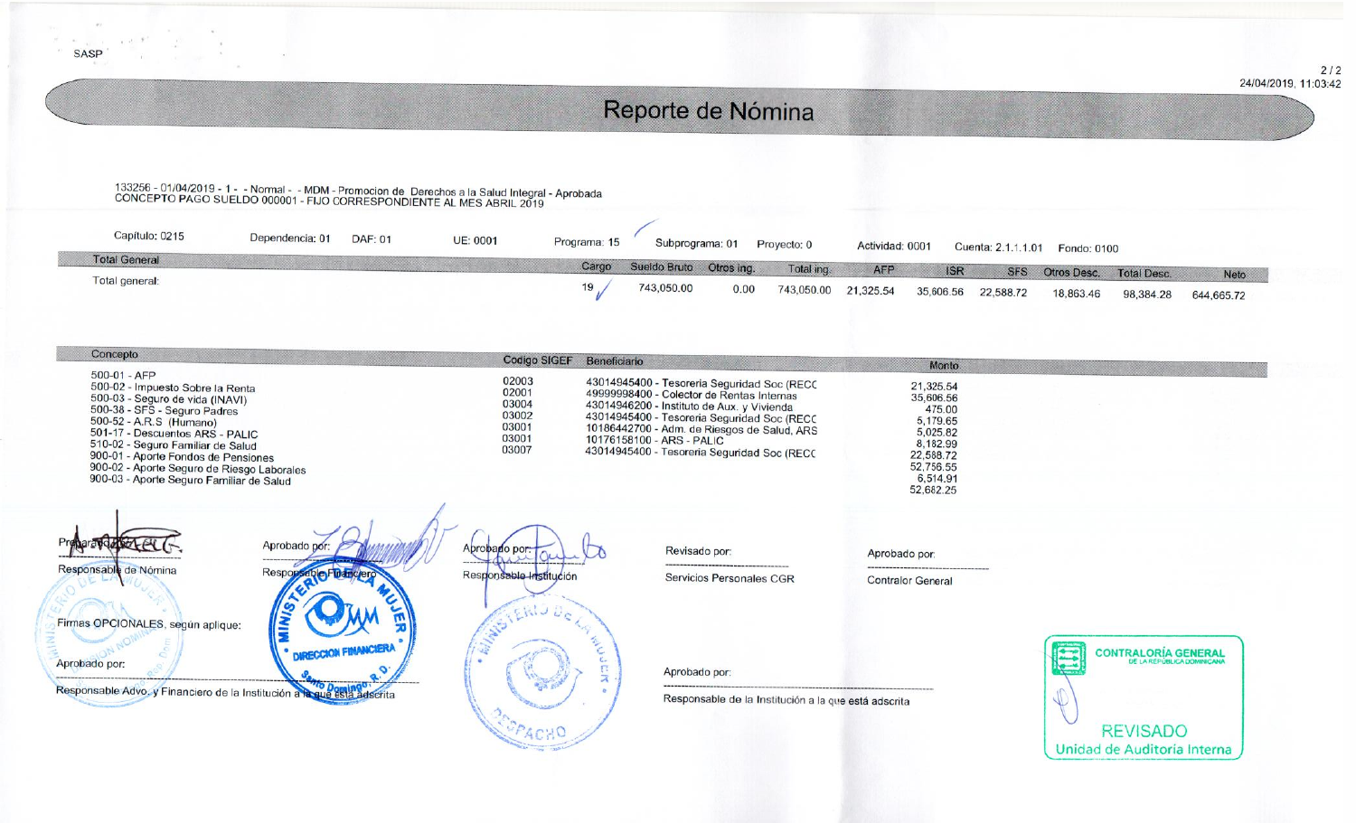SASP

24/04/2019, 11:03:42

# Reporte de Nómina

133256 - 01/04/2019 - 1 - - Normal - - MDM - Promocion de Derechos a la Salud Integral - Aprobada
CONCEPTO PAGO SUELDO 000001 - FIJO CORRESPONDIENTE AL MES ABRIL 2019

Capítulo: 0215 Dependencia: 01 DAF: 01 UE: 0001 Programa: 15 Subprograma: 01 Proyecto: 0 Actividad: 0001 Cuenta: 2.1.1.1.01 Fondo: 0100

| Total General | Cargo | Sueldo Bruto | Otros ing. | Total ing. | AFP | ISR | SFS | Otros Desc. | Total Desc. | Neto |
|---|---|---|---|---|---|---|---|---|---|---|
| Total general: | 19 | 743,050.00 | 0.00 | 743,050.00 | 21,325.54 | 35,606.56 | 22,588.72 | 18,863.46 | 98,384.28 | 644,665.72 |

| Concepto | Codigo SIGEF | Beneficiario | Monto |
|---|---|---|---|
| 500-01 - AFP | 02003 | 43014945400 - Tesoreria Seguridad Soc (RECC | 21,325.54 |
| 500-02 - Impuesto Sobre la Renta | 02001 | 49999998400 - Colector de Rentas Internas | 35,606.56 |
| 500-03 - Seguro de vida (INAVI) | 03004 | 43014946200 - Instituto de Aux. y Vivienda | 475.00 |
| 500-38 - SFS - Seguro Padres | 03002 | 43014945400 - Tesoreria Seguridad Soc (RECC | 5,179.65 |
| 500-52 - A.R.S (Humano) | 03001 | 10186442700 - Adm. de Riesgos de Salud, ARS | 5,025.82 |
| 501-17 - Descuentos ARS - PALIC | 03001 | 10176158100 - ARS - PALIC | 8,182.99 |
| 510-02 - Seguro Familiar de Salud | 03007 | 43014945400 - Tesoreria Seguridad Soc (RECC | 22,588.72 |
| 900-01 - Aporte Fondos de Pensiones | | | 52,756.55 |
| 900-02 - Aporte Seguro de Riesgo Laborales | | | 6,514.91 |
| 900-03 - Aporte Seguro Familiar de Salud | | | 52,682.25 |

Preparado por: Responsable de Nómina

Aprobado por: Responsable Financiero

Aprobado por: Responsable Institución

Revisado por: Servicios Personales CGR

Aprobado por: Contralor General

Firmas OPCIONALES, según aplique:

Aprobado por: Responsable Advo. y Financiero de la Institución a la que está adscrita

Aprobado por: Responsable de la Institución a la que está adscrita

MINISTERIO DE LA MUJER – DIRECCION FINANCIERA – Santo Domingo, R.D.

MINISTERIO DE LA MUJER – DESPACHO

CONTRALORÍA GENERAL DE LA REPÚBLICA DOMINICANA – REVISADO – Unidad de Auditoría Interna